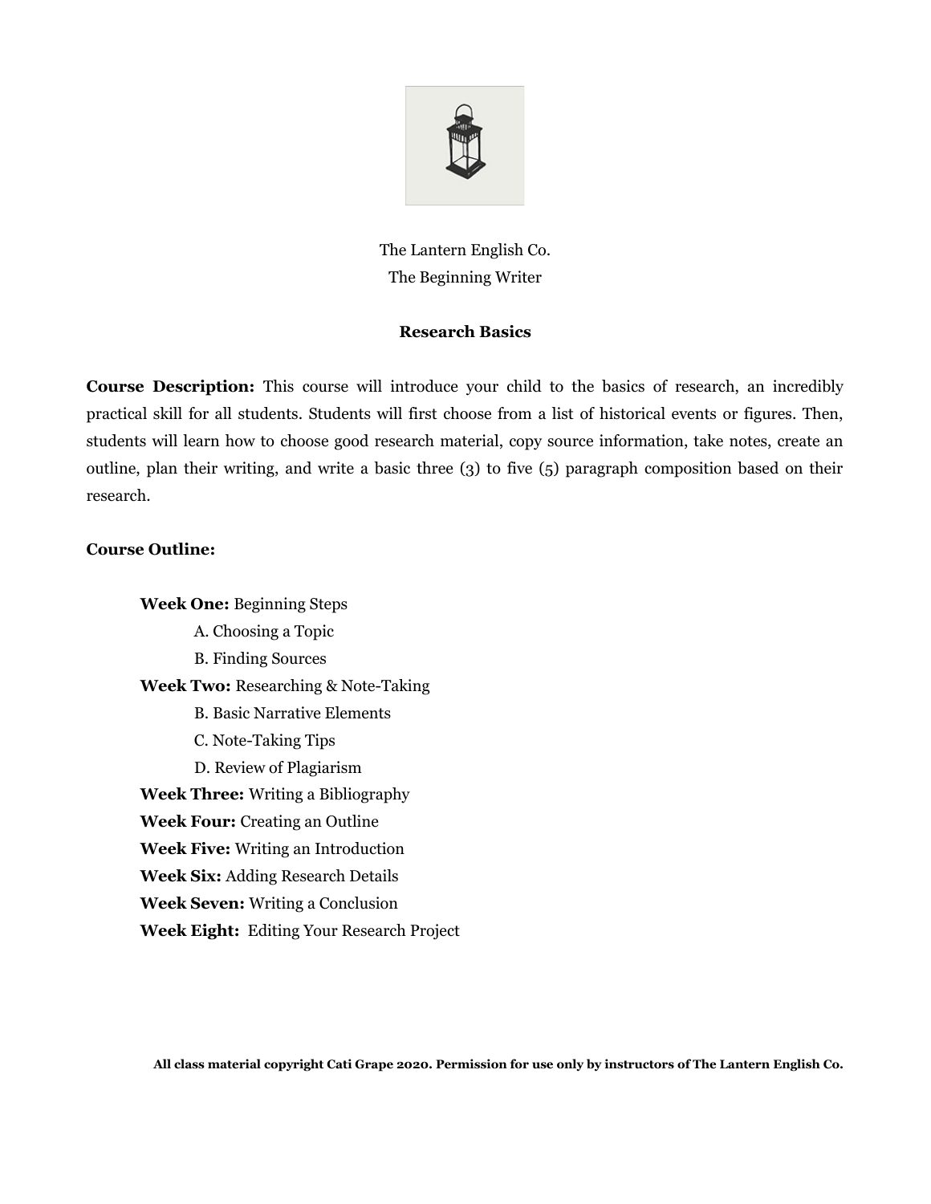The Lantern English Co.
The Beginning Writer

## Research Basics

**Course Description:** This course will introduce your child to the basics of research, an incredibly practical skill for all students. Students will first choose from a list of historical events or figures. Then, students will learn how to choose good research material, copy source information, take notes, create an outline, plan their writing, and write a basic three (3) to five (5) paragraph composition based on their research.

**Course Outline:**

- **Week One:** Beginning Steps
  - A. Choosing a Topic
  - B. Finding Sources
- **Week Two:** Researching & Note-Taking
  - B. Basic Narrative Elements
  - C. Note-Taking Tips
  - D. Review of Plagiarism
- **Week Three:** Writing a Bibliography
- **Week Four:** Creating an Outline
- **Week Five:** Writing an Introduction
- **Week Six:** Adding Research Details
- **Week Seven:** Writing a Conclusion
- **Week Eight:** Editing Your Research Project

**All class material copyright Cati Grape 2020. Permission for use only by instructors of The Lantern English Co.**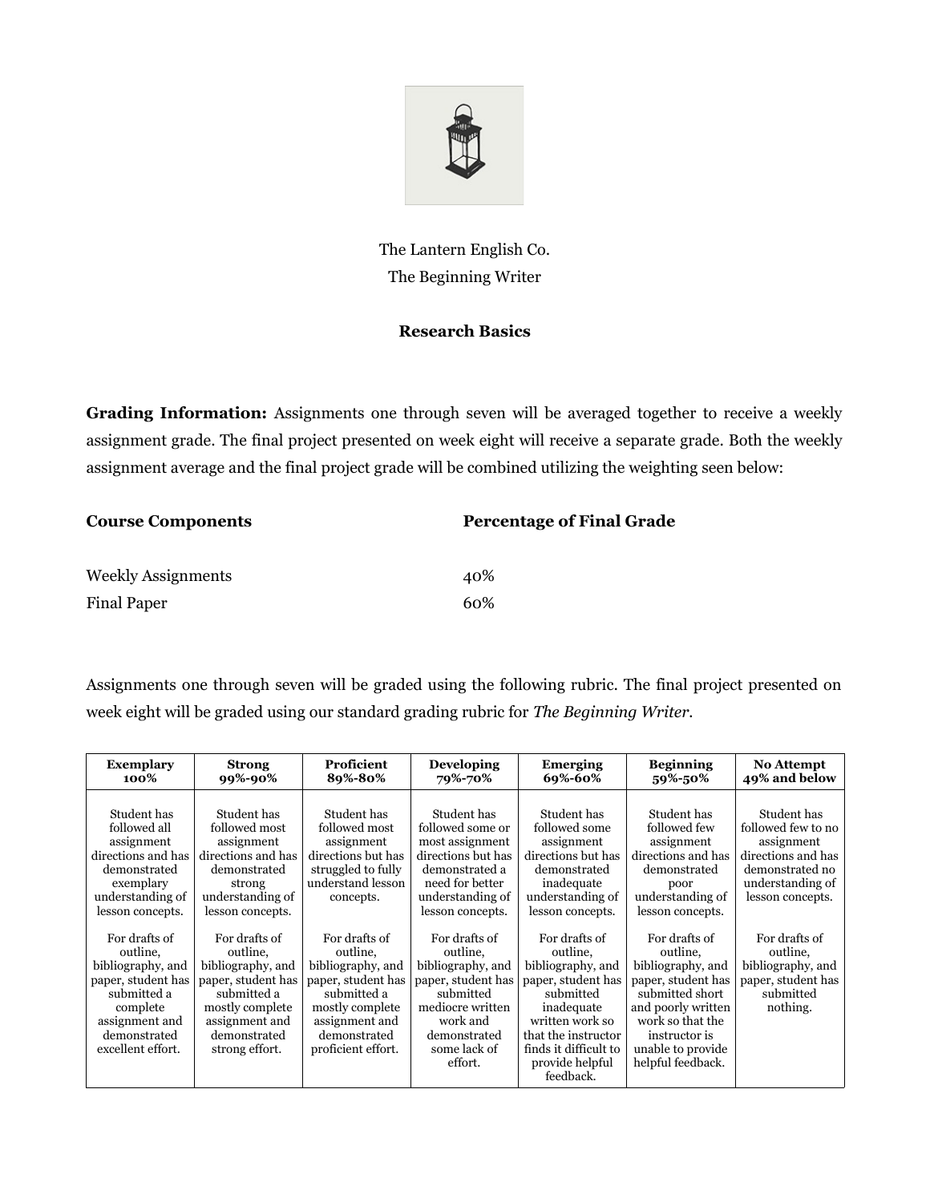The Lantern English Co.
The Beginning Writer

**Research Basics**

**Grading Information:** Assignments one through seven will be averaged together to receive a weekly assignment grade. The final project presented on week eight will receive a separate grade. Both the weekly assignment average and the final project grade will be combined utilizing the weighting seen below:

| **Course Components** | **Percentage of Final Grade** |
|---|---|
| Weekly Assignments | 40% |
| Final Paper | 60% |

Assignments one through seven will be graded using the following rubric. The final project presented on week eight will be graded using our standard grading rubric for *The Beginning Writer*.

| **Exemplary 100%** | **Strong 99%-90%** | **Proficient 89%-80%** | **Developing 79%-70%** | **Emerging 69%-60%** | **Beginning 59%-50%** | **No Attempt 49% and below** |
|---|---|---|---|---|---|---|
| Student has followed all assignment directions and has demonstrated exemplary understanding of lesson concepts. For drafts of outline, bibliography, and paper, student has submitted a complete assignment and demonstrated excellent effort. | Student has followed most assignment directions and has demonstrated strong understanding of lesson concepts. For drafts of outline, bibliography, and paper, student has submitted a mostly complete assignment and demonstrated strong effort. | Student has followed most assignment directions but has struggled to fully understand lesson concepts. For drafts of outline, bibliography, and paper, student has submitted a mostly complete assignment and demonstrated proficient effort. | Student has followed some or most assignment directions but has demonstrated a need for better understanding of lesson concepts. For drafts of outline, bibliography, and paper, student has submitted mediocre written work and demonstrated some lack of effort. | Student has followed some assignment directions but has demonstrated inadequate understanding of lesson concepts. For drafts of outline, bibliography, and paper, student has submitted inadequate written work so that the instructor finds it difficult to provide helpful feedback. | Student has followed few assignment directions and has demonstrated poor understanding of lesson concepts. For drafts of outline, bibliography, and paper, student has submitted short and poorly written work so that the instructor is unable to provide helpful feedback. | Student has followed few to no assignment directions and has demonstrated no understanding of lesson concepts. For drafts of outline, bibliography, and paper, student has submitted nothing. |